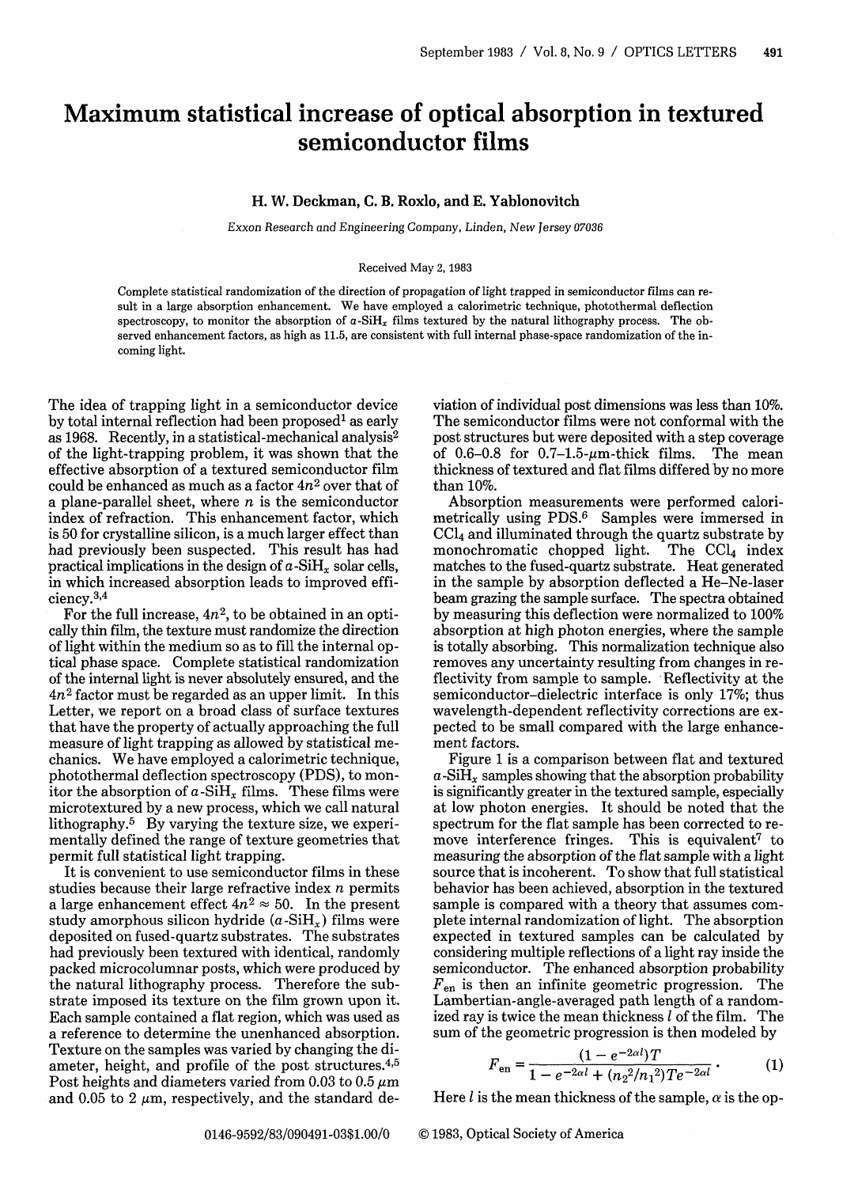# Maximum statistical increase of optical absorption in textured semiconductor films

H. W. Deckman, C. B. Roxlo, and E. Yablonovitch

*Exxon Research and Engineering Company, Linden, New Jersey 07036*

Received May 2, 1983

Complete statistical randomization of the direction of propagation of light trapped in semiconductor films can result in a large absorption enhancement. We have employed a calorimetric technique, photothermal deflection spectroscopy, to monitor the absorption of $a$-$SiH_x$ films textured by the natural lithography process. The observed enhancement factors, as high as 11.5, are consistent with full internal phase-space randomization of the incoming light.

The idea of trapping light in a semiconductor device by total internal reflection had been proposed[1] as early as 1968. Recently, in a statistical-mechanical analysis[2] of the light-trapping problem, it was shown that the effective absorption of a textured semiconductor film could be enhanced as much as a factor $4n^2$ over that of a plane-parallel sheet, where $n$ is the semiconductor index of refraction. This enhancement factor, which is 50 for crystalline silicon, is a much larger effect than had previously been suspected. This result has had practical implications in the design of $a$-$SiH_x$ solar cells, in which increased absorption leads to improved efficiency.[3,4]

For the full increase, $4n^2$, to be obtained in an optically thin film, the texture must randomize the direction of light within the medium so as to fill the internal optical phase space. Complete statistical randomization of the internal light is never absolutely ensured, and the $4n^2$ factor must be regarded as an upper limit. In this Letter, we report on a broad class of surface textures that have the property of actually approaching the full measure of light trapping as allowed by statistical mechanics. We have employed a calorimetric technique, photothermal deflection spectroscopy (PDS), to monitor the absorption of $a$-$SiH_x$ films. These films were microtextured by a new process, which we call natural lithography.[5] By varying the texture size, we experimentally defined the range of texture geometries that permit full statistical light trapping.

It is convenient to use semiconductor films in these studies because their large refractive index $n$ permits a large enhancement effect $4n^2 \approx 50$. In the present study amorphous silicon hydride ($a$-$SiH_x$) films were deposited on fused-quartz substrates. The substrates had previously been textured with identical, randomly packed microcolumnar posts, which were produced by the natural lithography process. Therefore the substrate imposed its texture on the film grown upon it. Each sample contained a flat region, which was used as a reference to determine the unenhanced absorption. Texture on the samples was varied by changing the diameter, height, and profile of the post structures.[4,5] Post heights and diameters varied from 0.03 to 0.5 $\mu$m and 0.05 to 2 $\mu$m, respectively, and the standard deviation of individual post dimensions was less than 10%. The semiconductor films were not conformal with the post structures but were deposited with a step coverage of 0.6–0.8 for 0.7–1.5-$\mu$m-thick films. The mean thickness of textured and flat films differed by no more than 10%.

Absorption measurements were performed calorimetrically using PDS.[6] Samples were immersed in $CCl_4$ and illuminated through the quartz substrate by monochromatic chopped light. The $CCl_4$ index matches to the fused-quartz substrate. Heat generated in the sample by absorption deflected a He–Ne-laser beam grazing the sample surface. The spectra obtained by measuring this deflection were normalized to 100% absorption at high photon energies, where the sample is totally absorbing. This normalization technique also removes any uncertainty resulting from changes in reflectivity from sample to sample. Reflectivity at the semiconductor–dielectric interface is only 17%; thus wavelength-dependent reflectivity corrections are expected to be small compared with the large enhancement factors.

Figure 1 is a comparison between flat and textured $a$-$SiH_x$ samples showing that the absorption probability is significantly greater in the textured sample, especially at low photon energies. It should be noted that the spectrum for the flat sample has been corrected to remove interference fringes. This is equivalent[7] to measuring the absorption of the flat sample with a light source that is incoherent. To show that full statistical behavior has been achieved, absorption in the textured sample is compared with a theory that assumes complete internal randomization of light. The absorption expected in textured samples can be calculated by considering multiple reflections of a light ray inside the semiconductor. The enhanced absorption probability $F_{en}$ is then an infinite geometric progression. The Lambertian-angle-averaged path length of a randomized ray is twice the mean thickness $l$ of the film. The sum of the geometric progression is then modeled by

$$F_{en} = \frac{(1 - e^{-2\alpha l})T}{1 - e^{-2\alpha l} + (n_2^2/n_1^2)Te^{-2\alpha l}} . \qquad (1)$$

Here $l$ is the mean thickness of the sample, $\alpha$ is the op-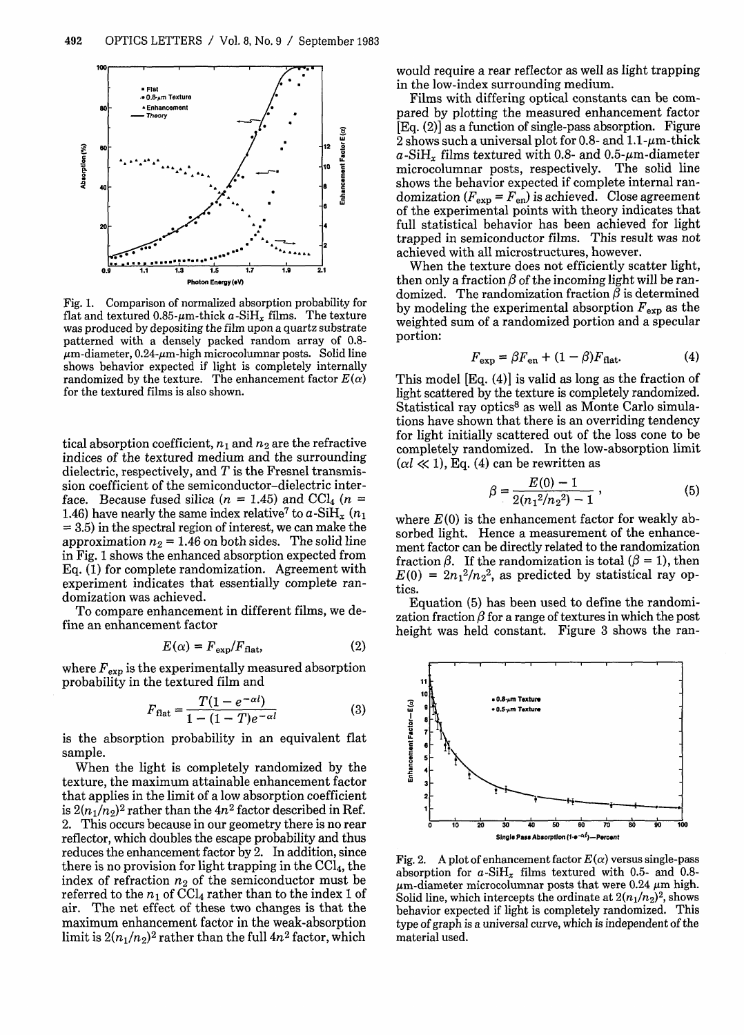Fig. 1. Comparison of normalized absorption probability for flat and textured 0.85-$\mu$m-thick $a$-SiH$_x$ films. The texture was produced by depositing the film upon a quartz substrate patterned with a densely packed random array of 0.8-$\mu$m-diameter, 0.24-$\mu$m-high microcolumnar posts. Solid line shows behavior expected if light is completely internally randomized by the texture. The enhancement factor $E(\alpha)$ for the textured films is also shown.

tical absorption coefficient, $n_1$ and $n_2$ are the refractive indices of the textured medium and the surrounding dielectric, respectively, and $T$ is the Fresnel transmission coefficient of the semiconductor–dielectric interface. Because fused silica ($n = 1.45$) and $CCl_4$ ($n = 1.46$) have nearly the same index relative[7] to $a$-SiH$_x$ ($n_1 = 3.5$) in the spectral region of interest, we can make the approximation $n_2 = 1.46$ on both sides. The solid line in Fig. 1 shows the enhanced absorption expected from Eq. (1) for complete randomization. Agreement with experiment indicates that essentially complete randomization was achieved.

To compare enhancement in different films, we define an enhancement factor

$$E(\alpha) = F_{\text{exp}}/F_{\text{flat}}, \tag{2}$$

where $F_{\text{exp}}$ is the experimentally measured absorption probability in the textured film and

$$F_{\text{flat}} = \frac{T(1 - e^{-\alpha l})}{1 - (1 - T)e^{-\alpha l}} \tag{3}$$

is the absorption probability in an equivalent flat sample.

When the light is completely randomized by the texture, the maximum attainable enhancement factor that applies in the limit of a low absorption coefficient is $2(n_1/n_2)^2$ rather than the $4n^2$ factor described in Ref. 2. This occurs because in our geometry there is no rear reflector, which doubles the escape probability and thus reduces the enhancement factor by 2. In addition, since there is no provision for light trapping in the $CCl_4$, the index of refraction $n_2$ of the semiconductor must be referred to the $n_1$ of $CCl_4$ rather than to the index 1 of air. The net effect of these two changes is that the maximum enhancement factor in the weak-absorption limit is $2(n_1/n_2)^2$ rather than the full $4n^2$ factor, which would require a rear reflector as well as light trapping in the low-index surrounding medium.

Films with differing optical constants can be compared by plotting the measured enhancement factor [Eq. (2)] as a function of single-pass absorption. Figure 2 shows such a universal plot for 0.8- and 1.1-$\mu$m-thick $a$-SiH$_x$ films textured with 0.8- and 0.5-$\mu$m-diameter microcolumnar posts, respectively. The solid line shows the behavior expected if complete internal randomization ($F_{\text{exp}} = F_{\text{en}}$) is achieved. Close agreement of the experimental points with theory indicates that full statistical behavior has been achieved for light trapped in semiconductor films. This result was not achieved with all microstructures, however.

When the texture does not efficiently scatter light, then only a fraction $\beta$ of the incoming light will be randomized. The randomization fraction $\beta$ is determined by modeling the experimental absorption $F_{\text{exp}}$ as the weighted sum of a randomized portion and a specular portion:

$$F_{\text{exp}} = \beta F_{\text{en}} + (1 - \beta)F_{\text{flat}}. \tag{4}$$

This model [Eq. (4)] is valid as long as the fraction of light scattered by the texture is completely randomized. Statistical ray optics[8] as well as Monte Carlo simulations have shown that there is an overriding tendency for light initially scattered out of the loss cone to be completely randomized. In the low-absorption limit ($\alpha l \ll 1$), Eq. (4) can be rewritten as

$$\beta = \frac{E(0) - 1}{2(n_1^2/n_2^2) - 1}, \tag{5}$$

where $E(0)$ is the enhancement factor for weakly absorbed light. Hence a measurement of the enhancement factor can be directly related to the randomization fraction $\beta$. If the randomization is total ($\beta = 1$), then $E(0) = 2n_1^2/n_2^2$, as predicted by statistical ray optics.

Equation (5) has been used to define the randomization fraction $\beta$ for a range of textures in which the post height was held constant. Figure 3 shows the ran-

Fig. 2. A plot of enhancement factor $E(\alpha)$ versus single-pass absorption for $a$-SiH$_x$ films textured with 0.5- and 0.8-$\mu$m-diameter microcolumnar posts that were 0.24 $\mu$m high. Solid line, which intercepts the ordinate at $2(n_1/n_2)^2$, shows behavior expected if light is completely randomized. This type of graph is a universal curve, which is independent of the material used.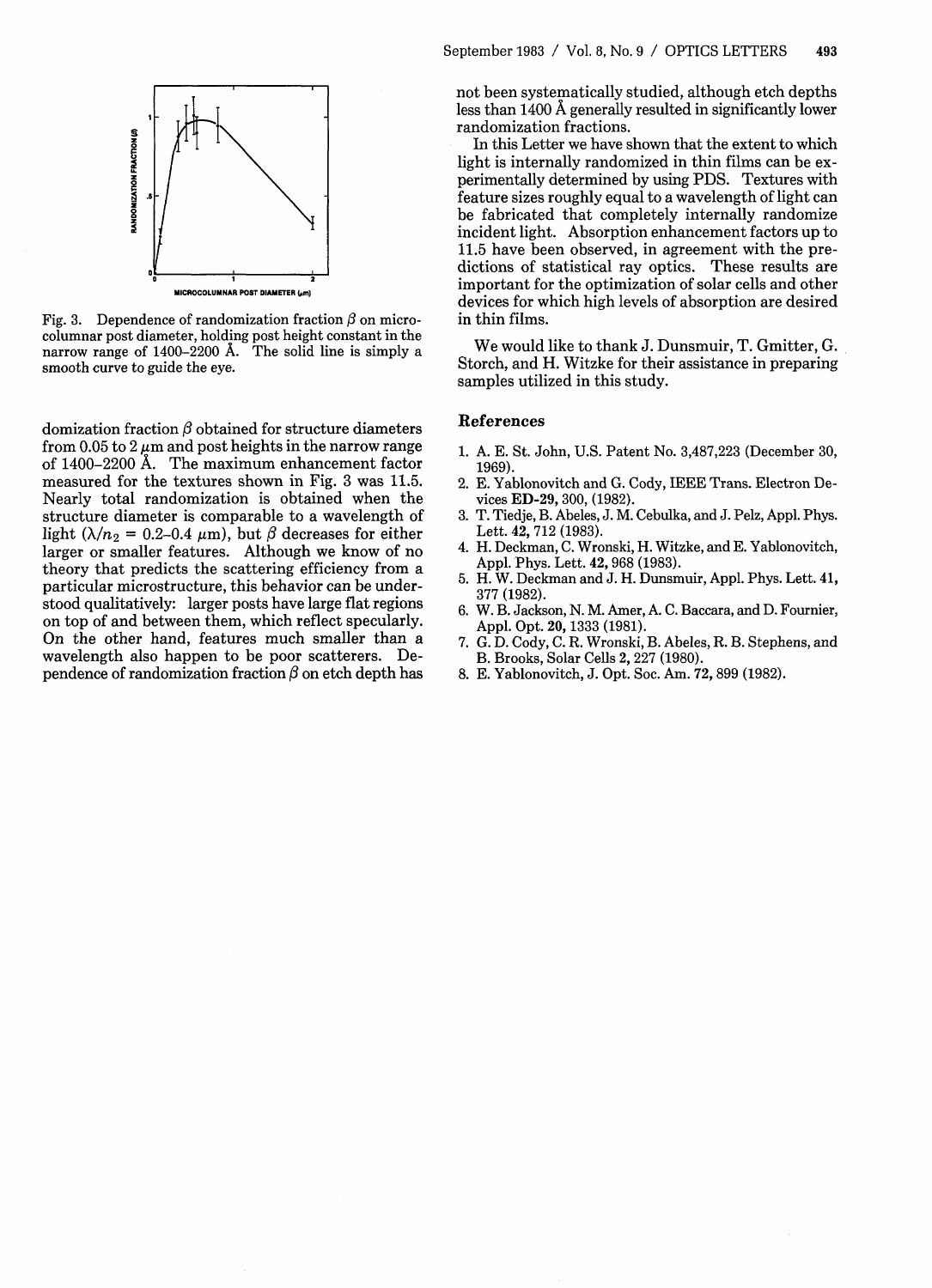RANDOMIZATION FRACTION (β)

1

.5

0

0

1

2

MICROCOLUMNAR POST DIAMETER (μm)

Fig. 3. Dependence of randomization fraction $\beta$ on microcolumnar post diameter, holding post height constant in the narrow range of 1400–2200 Å. The solid line is simply a smooth curve to guide the eye.

domization fraction $\beta$ obtained for structure diameters from 0.05 to 2 $\mu$m and post heights in the narrow range of 1400–2200 Å. The maximum enhancement factor measured for the textures shown in Fig. 3 was 11.5. Nearly total randomization is obtained when the structure diameter is comparable to a wavelength of light ($\lambda/n_2 = 0.2$–$0.4$ $\mu$m), but $\beta$ decreases for either larger or smaller features. Although we know of no theory that predicts the scattering efficiency from a particular microstructure, this behavior can be understood qualitatively: larger posts have large flat regions on top of and between them, which reflect specularly. On the other hand, features much smaller than a wavelength also happen to be poor scatterers. Dependence of randomization fraction $\beta$ on etch depth has not been systematically studied, although etch depths less than 1400 Å generally resulted in significantly lower randomization fractions.

In this Letter we have shown that the extent to which light is internally randomized in thin films can be experimentally determined by using PDS. Textures with feature sizes roughly equal to a wavelength of light can be fabricated that completely internally randomize incident light. Absorption enhancement factors up to 11.5 have been observed, in agreement with the predictions of statistical ray optics. These results are important for the optimization of solar cells and other devices for which high levels of absorption are desired in thin films.

We would like to thank J. Dunsmuir, T. Gmitter, G. Storch, and H. Witzke for their assistance in preparing samples utilized in this study.

## References

1. A. E. St. John, U.S. Patent No. 3,487,223 (December 30, 1969).
2. E. Yablonovitch and G. Cody, IEEE Trans. Electron Devices **ED-29**, 300, (1982).
3. T. Tiedje, B. Abeles, J. M. Cebulka, and J. Pelz, Appl. Phys. Lett. **42**, 712 (1983).
4. H. Deckman, C. Wronski, H. Witzke, and E. Yablonovitch, Appl. Phys. Lett. **42**, 968 (1983).
5. H. W. Deckman and J. H. Dunsmuir, Appl. Phys. Lett. **41**, 377 (1982).
6. W. B. Jackson, N. M. Amer, A. C. Baccara, and D. Fournier, Appl. Opt. **20**, 1333 (1981).
7. G. D. Cody, C. R. Wronski, B. Abeles, R. B. Stephens, and B. Brooks, Solar Cells **2**, 227 (1980).
8. E. Yablonovitch, J. Opt. Soc. Am. **72**, 899 (1982).